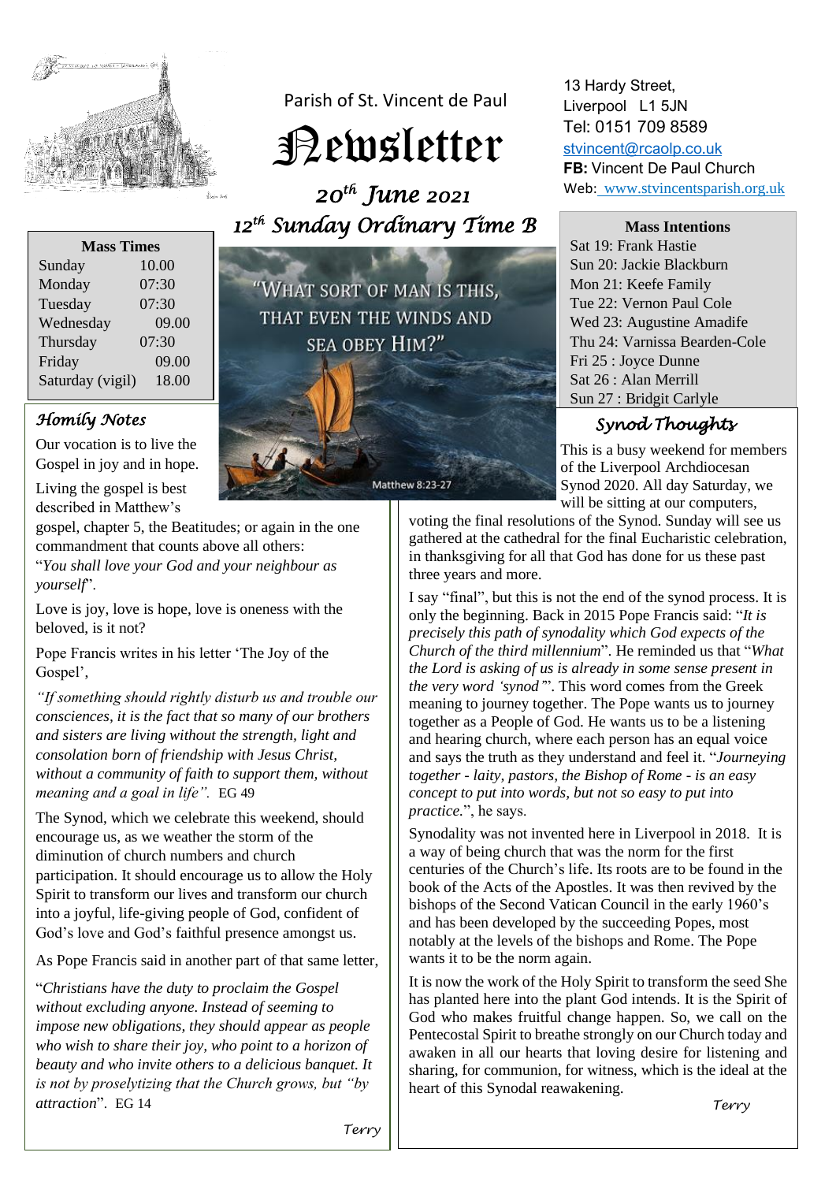Parish of St. Vincent de Paul

# Newsletter

## 20th June 2021
## 12th Sunday Ordinary Time B

13 Hardy Street,
Liverpool L1 5JN
Tel: 0151 709 8589
stvincent@rcaolp.co.uk
**FB:** Vincent De Paul Church
Web: www.stvincentsparish.org.uk

| **Mass Times** | |
|---|---|
| Sunday | 10.00 |
| Monday | 07:30 |
| Tuesday | 07:30 |
| Wednesday | 09.00 |
| Thursday | 07:30 |
| Friday | 09.00 |
| Saturday (vigil) | 18.00 |

**Mass Intentions**

Sat 19: Frank Hastie
Sun 20: Jackie Blackburn
Mon 21: Keefe Family
Tue 22: Vernon Paul Cole
Wed 23: Augustine Amadife
Thu 24: Varnissa Bearden-Cole
Fri 25 : Joyce Dunne
Sat 26 : Alan Merrill
Sun 27 : Bridgit Carlyle

"WHAT SORT OF MAN IS THIS, THAT EVEN THE WINDS AND SEA OBEY HIM?"

Matthew 8:23-27

### *Homily Notes*

Our vocation is to live the Gospel in joy and in hope.

Living the gospel is best described in Matthew's gospel, chapter 5, the Beatitudes; or again in the one commandment that counts above all others: "*You shall love your God and your neighbour as yourself*".

Love is joy, love is hope, love is oneness with the beloved, is it not?

Pope Francis writes in his letter 'The Joy of the Gospel',

*"If something should rightly disturb us and trouble our consciences, it is the fact that so many of our brothers and sisters are living without the strength, light and consolation born of friendship with Jesus Christ, without a community of faith to support them, without meaning and a goal in life".* EG 49

The Synod, which we celebrate this weekend, should encourage us, as we weather the storm of the diminution of church numbers and church participation. It should encourage us to allow the Holy Spirit to transform our lives and transform our church into a joyful, life-giving people of God, confident of God's love and God's faithful presence amongst us.

As Pope Francis said in another part of that same letter,

"*Christians have the duty to proclaim the Gospel without excluding anyone. Instead of seeming to impose new obligations, they should appear as people who wish to share their joy, who point to a horizon of beauty and who invite others to a delicious banquet. It is not by proselytizing that the Church grows, but "by attraction*". EG 14

*Terry*

### *Synod Thoughts*

This is a busy weekend for members of the Liverpool Archdiocesan Synod 2020. All day Saturday, we will be sitting at our computers, voting the final resolutions of the Synod. Sunday will see us gathered at the cathedral for the final Eucharistic celebration, in thanksgiving for all that God has done for us these past three years and more.

I say "final", but this is not the end of the synod process. It is only the beginning. Back in 2015 Pope Francis said: "*It is precisely this path of synodality which God expects of the Church of the third millennium*". He reminded us that "*What the Lord is asking of us is already in some sense present in the very word 'synod'*". This word comes from the Greek meaning to journey together. The Pope wants us to journey together as a People of God. He wants us to be a listening and hearing church, where each person has an equal voice and says the truth as they understand and feel it. "*Journeying together - laity, pastors, the Bishop of Rome - is an easy concept to put into words, but not so easy to put into practice.*", he says.

Synodality was not invented here in Liverpool in 2018. It is a way of being church that was the norm for the first centuries of the Church's life. Its roots are to be found in the book of the Acts of the Apostles. It was then revived by the bishops of the Second Vatican Council in the early 1960's and has been developed by the succeeding Popes, most notably at the levels of the bishops and Rome. The Pope wants it to be the norm again.

It is now the work of the Holy Spirit to transform the seed She has planted here into the plant God intends. It is the Spirit of God who makes fruitful change happen. So, we call on the Pentecostal Spirit to breathe strongly on our Church today and awaken in all our hearts that loving desire for listening and sharing, for communion, for witness, which is the ideal at the heart of this Synodal reawakening.

*Terry*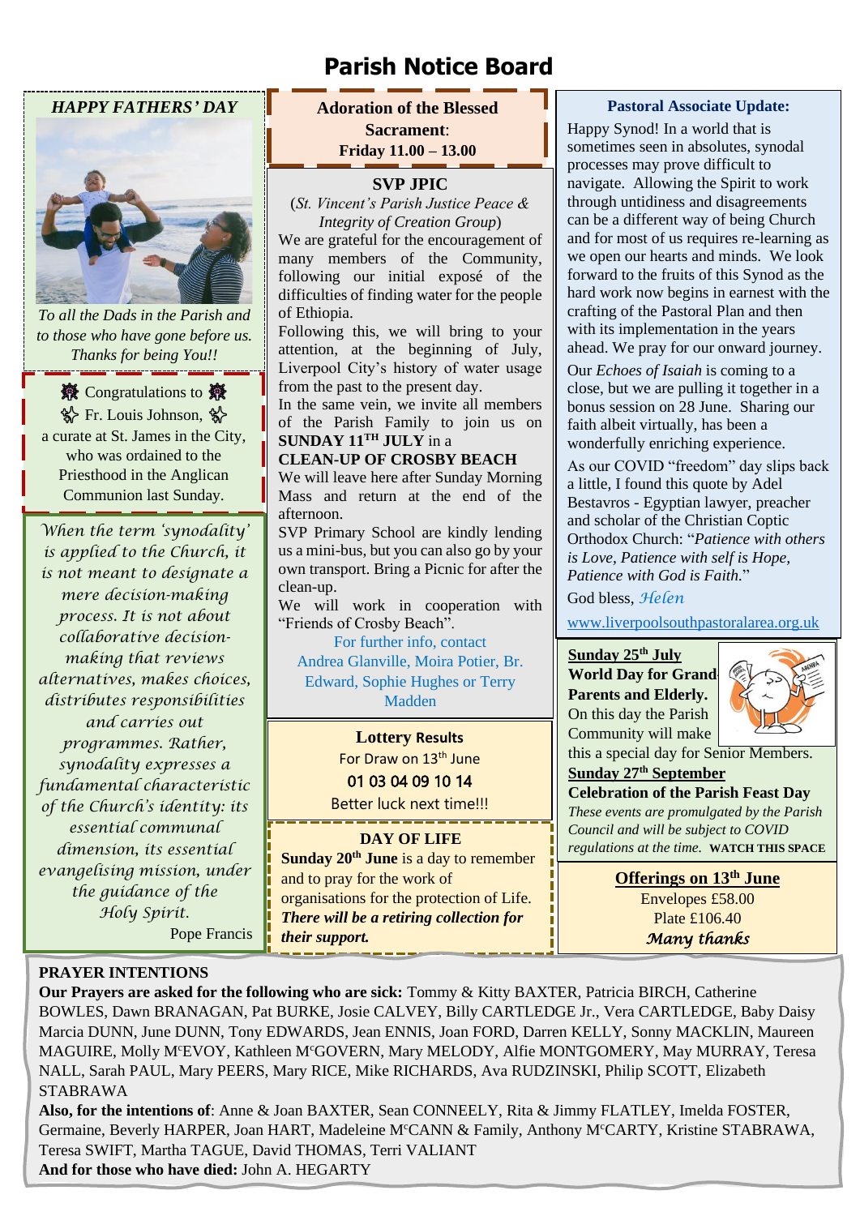# Parish Notice Board

## *HAPPY FATHERS' DAY*

*To all the Dads in the Parish and to those who have gone before us. Thanks for being You!!*

Congratulations to
Fr. Louis Johnson,
a curate at St. James in the City, who was ordained to the Priesthood in the Anglican Communion last Sunday.

*When the term 'synodality' is applied to the Church, it is not meant to designate a mere decision-making process. It is not about collaborative decision-making that reviews alternatives, makes choices, distributes responsibilities and carries out programmes. Rather, synodality expresses a fundamental characteristic of the Church's identity: its essential communal dimension, its essential evangelising mission, under the guidance of the Holy Spirit.*

Pope Francis

**Adoration of the Blessed Sacrament**:
**Friday 11.00 – 13.00**

### SVP JPIC

(*St. Vincent's Parish Justice Peace & Integrity of Creation Group*)

We are grateful for the encouragement of many members of the Community, following our initial exposé of the difficulties of finding water for the people of Ethiopia.

Following this, we will bring to your attention, at the beginning of July, Liverpool City's history of water usage from the past to the present day.

In the same vein, we invite all members of the Parish Family to join us on **SUNDAY 11TH JULY** in a **CLEAN-UP OF CROSBY BEACH**

We will leave here after Sunday Morning Mass and return at the end of the afternoon.

SVP Primary School are kindly lending us a mini-bus, but you can also go by your own transport. Bring a Picnic for after the clean-up.

We will work in cooperation with "Friends of Crosby Beach".

For further info, contact Andrea Glanville, Moira Potier, Br. Edward, Sophie Hughes or Terry Madden

**Lottery Results**
For Draw on 13th June
01 03 04 09 10 14
Better luck next time!!!

**DAY OF LIFE**
**Sunday 20th June** is a day to remember and to pray for the work of organisations for the protection of Life.
***There will be a retiring collection for their support.***

**Pastoral Associate Update:**

Happy Synod! In a world that is sometimes seen in absolutes, synodal processes may prove difficult to navigate. Allowing the Spirit to work through untidiness and disagreements can be a different way of being Church and for most of us requires re-learning as we open our hearts and minds. We look forward to the fruits of this Synod as the hard work now begins in earnest with the crafting of the Pastoral Plan and then with its implementation in the years ahead. We pray for our onward journey.

Our *Echoes of Isaiah* is coming to a close, but we are pulling it together in a bonus session on 28 June. Sharing our faith albeit virtually, has been a wonderfully enriching experience.

As our COVID "freedom" day slips back a little, I found this quote by Adel Bestavros - Egyptian lawyer, preacher and scholar of the Christian Coptic Orthodox Church: "*Patience with others is Love, Patience with self is Hope, Patience with God is Faith.*"

God bless, *Helen*

www.liverpoolsouthpastoralarea.org.uk

**Sunday 25th July**
**World Day for Grand Parents and Elderly.**
On this day the Parish Community will make this a special day for Senior Members.

**Sunday 27th September**
**Celebration of the Parish Feast Day**
*These events are promulgated by the Parish Council and will be subject to COVID regulations at the time.* **WATCH THIS SPACE**

**Offerings on 13th June**
Envelopes £58.00
Plate £106.40
*Many thanks*

**PRAYER INTENTIONS**

**Our Prayers are asked for the following who are sick:** Tommy & Kitty BAXTER, Patricia BIRCH, Catherine BOWLES, Dawn BRANAGAN, Pat BURKE, Josie CALVEY, Billy CARTLEDGE Jr., Vera CARTLEDGE, Baby Daisy Marcia DUNN, June DUNN, Tony EDWARDS, Jean ENNIS, Joan FORD, Darren KELLY, Sonny MACKLIN, Maureen MAGUIRE, Molly McEVOY, Kathleen McGOVERN, Mary MELODY, Alfie MONTGOMERY, May MURRAY, Teresa NALL, Sarah PAUL, Mary PEERS, Mary RICE, Mike RICHARDS, Ava RUDZINSKI, Philip SCOTT, Elizabeth STABRAWA

**Also, for the intentions of**: Anne & Joan BAXTER, Sean CONNEELY, Rita & Jimmy FLATLEY, Imelda FOSTER, Germaine, Beverly HARPER, Joan HART, Madeleine McCANN & Family, Anthony McCARTY, Kristine STABRAWA, Teresa SWIFT, Martha TAGUE, David THOMAS, Terri VALIANT

**And for those who have died:** John A. HEGARTY